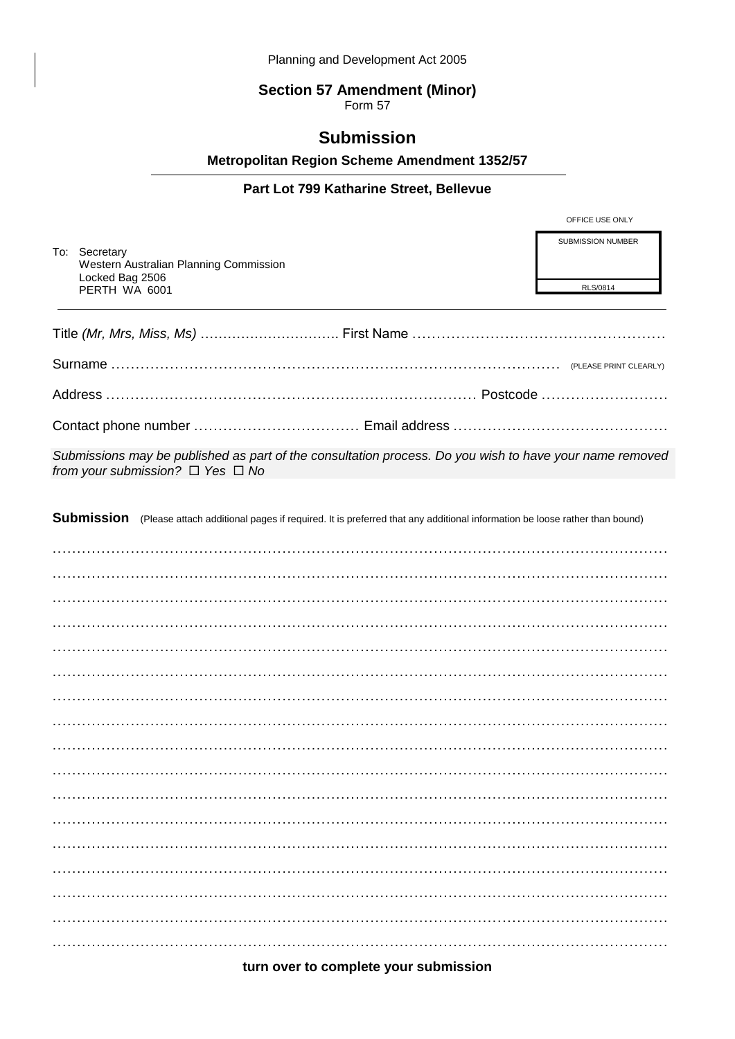Planning and Development Act 2005

**Section 57 Amendment (Minor)**
Form 57

# Submission

**Metropolitan Region Scheme Amendment 1352/57**

**Part Lot 799 Katharine Street, Bellevue**

OFFICE USE ONLY

| SUBMISSION NUMBER |
| --- |
| |
| RLS/0814 |

To: Secretary
Western Australian Planning Commission
Locked Bag 2506
PERTH WA 6001

Title *(Mr, Mrs, Miss, Ms)* ………………………… First Name ……………………………………………

Surname ………………………………………………………………………………… (PLEASE PRINT CLEARLY)

Address ………………………………………………………………… Postcode ………………………

Contact phone number …………………………… Email address ………………………………………

*Submissions may be published as part of the consultation process. Do you wish to have your name removed from your submission? ☐ Yes ☐ No*

**Submission** (Please attach additional pages if required. It is preferred that any additional information be loose rather than bound)

……………………………………………………………………………………………………………

……………………………………………………………………………………………………………

……………………………………………………………………………………………………………

……………………………………………………………………………………………………………

……………………………………………………………………………………………………………

……………………………………………………………………………………………………………

……………………………………………………………………………………………………………

……………………………………………………………………………………………………………

……………………………………………………………………………………………………………

……………………………………………………………………………………………………………

……………………………………………………………………………………………………………

……………………………………………………………………………………………………………

……………………………………………………………………………………………………………

……………………………………………………………………………………………………………

……………………………………………………………………………………………………………

……………………………………………………………………………………………………………

……………………………………………………………………………………………………………

**turn over to complete your submission**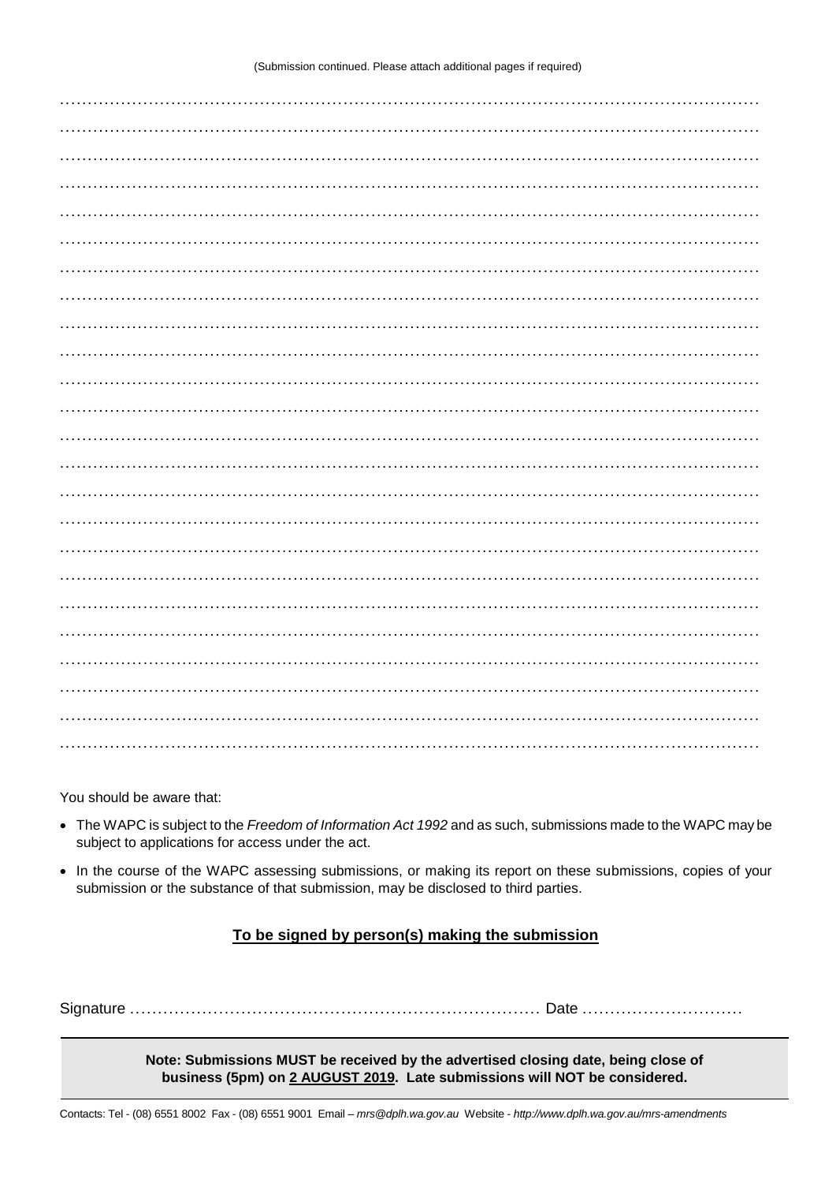(Submission continued. Please attach additional pages if required)

……………………………………………………………………………………………………………
……………………………………………………………………………………………………………
……………………………………………………………………………………………………………
……………………………………………………………………………………………………………
……………………………………………………………………………………………………………
……………………………………………………………………………………………………………
……………………………………………………………………………………………………………
……………………………………………………………………………………………………………
……………………………………………………………………………………………………………
……………………………………………………………………………………………………………
……………………………………………………………………………………………………………
……………………………………………………………………………………………………………
……………………………………………………………………………………………………………
……………………………………………………………………………………………………………
……………………………………………………………………………………………………………
……………………………………………………………………………………………………………
……………………………………………………………………………………………………………
……………………………………………………………………………………………………………
……………………………………………………………………………………………………………
……………………………………………………………………………………………………………
……………………………………………………………………………………………………………
……………………………………………………………………………………………………………
……………………………………………………………………………………………………………
……………………………………………………………………………………………………………

You should be aware that:

- The WAPC is subject to the *Freedom of Information Act 1992* and as such, submissions made to the WAPC may be subject to applications for access under the act.
- In the course of the WAPC assessing submissions, or making its report on these submissions, copies of your submission or the substance of that submission, may be disclosed to third parties.

**To be signed by person(s) making the submission**

Signature ……………………………………………………………………… Date ……………………………

**Note: Submissions MUST be received by the advertised closing date, being close of business (5pm) on 2 AUGUST 2019. Late submissions will NOT be considered.**

Contacts: Tel - (08) 6551 8002 Fax - (08) 6551 9001 Email – *mrs@dplh.wa.gov.au* Website - *http://www.dplh.wa.gov.au/mrs-amendments*